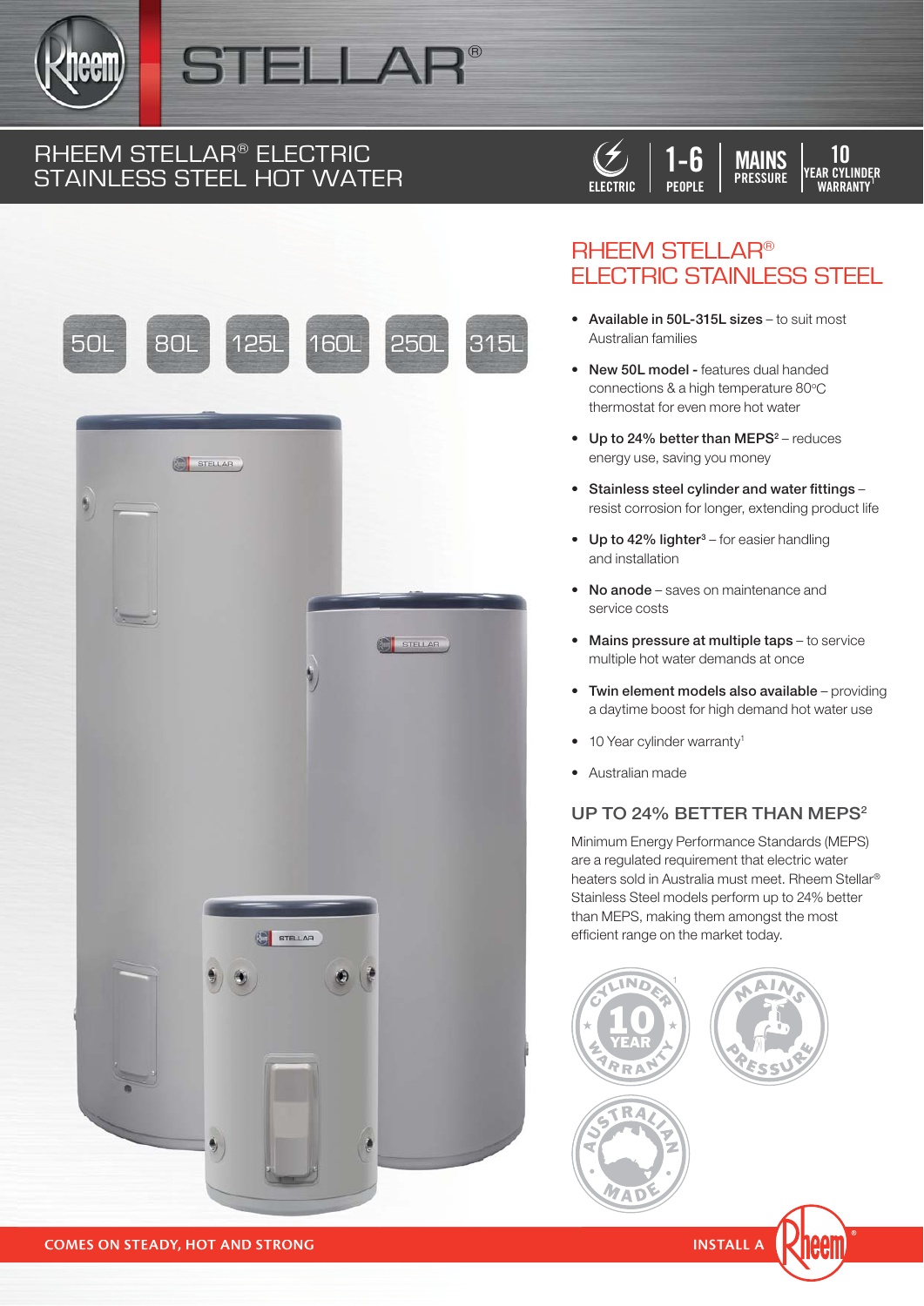# STELLAR®

## RHEEM STELLAR® ELECTRIC STAINLESS STEEL HOT WATER

ELECTRIC | 1-6 PEOPLE | MAINS PRESSURE | 10 YEAR CYLINDER WARRANTY[1]

50L 80L 125L 160L 250L 315L

## RHEEM STELLAR® ELECTRIC STAINLESS STEEL

- **Available in 50L-315L sizes** – to suit most Australian families
- **New 50L model -** features dual handed connections & a high temperature 80°C thermostat for even more hot water
- **Up to 24% better than MEPS**[2] – reduces energy use, saving you money
- **Stainless steel cylinder and water fittings** – resist corrosion for longer, extending product life
- **Up to 42% lighter**[3] – for easier handling and installation
- **No anode** – saves on maintenance and service costs
- **Mains pressure at multiple taps** – to service multiple hot water demands at once
- **Twin element models also available** – providing a daytime boost for high demand hot water use
- 10 Year cylinder warranty[1]
- Australian made

### UP TO 24% BETTER THAN MEPS[2]

Minimum Energy Performance Standards (MEPS) are a regulated requirement that electric water heaters sold in Australia must meet. Rheem Stellar® Stainless Steel models perform up to 24% better than MEPS, making them amongst the most efficient range on the market today.

CYLINDER 10 YEAR WARRANTY[1] | MAINS PRESSURE | AUSTRALIAN MADE

COMES ON STEADY, HOT AND STRONG

INSTALL A Rheem®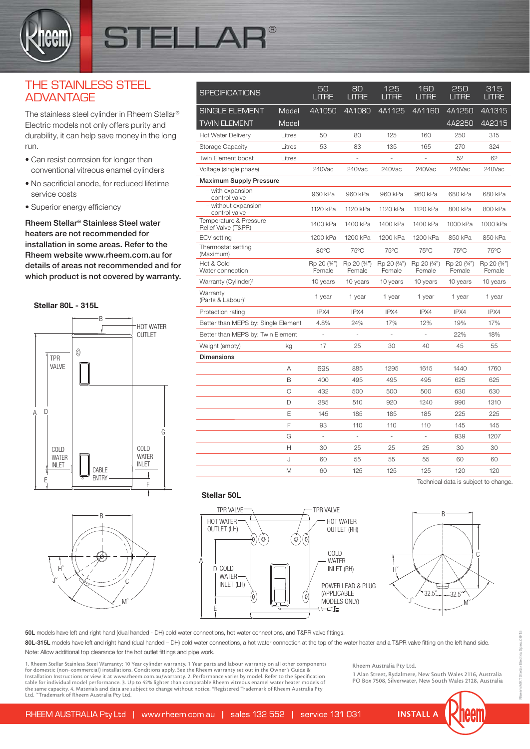# STELLAR®

## THE STAINLESS STEEL ADVANTAGE

The stainless steel cylinder in Rheem Stellar® Electric models not only offers purity and durability, it can help save money in the long run.

- Can resist corrosion for longer than conventional vitreous enamel cylinders
- No sacrificial anode, for reduced lifetime service costs
- Superior energy efficiency

**Rheem Stellar® Stainless Steel water heaters are not recommended for installation in some areas. Refer to the Rheem website www.rheem.com.au for details of areas not recommended and for which product is not covered by warranty.**

### Stellar 80L - 315L

B
HOT WATER OUTLET
TPR VALVE
A
D
G
COLD WATER INLET
COLD WATER INLET
CABLE ENTRY
E
F
B
H°
J°
C
M°

| SPECIFICATIONS | | 50 LITRE | 80 LITRE | 125 LITRE | 160 LITRE | 250 LITRE | 315 LITRE |
|---|---|---|---|---|---|---|---|
| SINGLE ELEMENT | Model | 4A1050 | 4A1080 | 4A1125 | 4A1160 | 4A1250 | 4A1315 |
| TWIN ELEMENT | Model | | | | | 4A2250 | 4A2315 |
| Hot Water Delivery | Litres | 50 | 80 | 125 | 160 | 250 | 315 |
| Storage Capacity | Litres | 53 | 83 | 135 | 165 | 270 | 324 |
| Twin Element boost | Litres | - | - | - | - | 52 | 62 |
| Voltage (single phase) | | 240Vac | 240Vac | 240Vac | 240Vac | 240Vac | 240Vac |
| **Maximum Supply Pressure** | | | | | | | |
| – with expansion control valve | | 960 kPa | 960 kPa | 960 kPa | 960 kPa | 680 kPa | 680 kPa |
| – without expansion control valve | | 1120 kPa | 1120 kPa | 1120 kPa | 1120 kPa | 800 kPa | 800 kPa |
| Temperature & Pressure Relief Valve (T&PR) | | 1400 kPa | 1400 kPa | 1400 kPa | 1400 kPa | 1000 kPa | 1000 kPa |
| ECV setting | | 1200 kPa | 1200 kPa | 1200 kPa | 1200 kPa | 850 kPa | 850 kPa |
| Thermostat setting (Maximum) | | 80ºC | 75ºC | 75ºC | 75ºC | 75ºC | 75ºC |
| Hot & Cold Water connection | | Rp 20 (¾") Female | Rp 20 (¾") Female | Rp 20 (¾") Female | Rp 20 (¾") Female | Rp 20 (¾") Female | Rp 20 (¾") Female |
| Warranty (Cylinder)[1] | | 10 years | 10 years | 10 years | 10 years | 10 years | 10 years |
| Warranty (Parts & Labour)[1] | | 1 year | 1 year | 1 year | 1 year | 1 year | 1 year |
| Protection rating | | IPX4 | IPX4 | IPX4 | IPX4 | IPX4 | IPX4 |
| Better than MEPS by: Single Element | | 4.8% | 24% | 17% | 12% | 19% | 17% |
| Better than MEPS by: Twin Element | | - | - | - | - | 22% | 18% |
| Weight (empty) | kg | 17 | 25 | 30 | 40 | 45 | 55 |
| **Dimensions** | | | | | | | |
| | A | 695 | 885 | 1295 | 1615 | 1440 | 1760 |
| | B | 400 | 495 | 495 | 495 | 625 | 625 |
| | C | 432 | 500 | 500 | 500 | 630 | 630 |
| | D | 385 | 510 | 920 | 1240 | 990 | 1310 |
| | E | 145 | 185 | 185 | 185 | 225 | 225 |
| | F | 93 | 110 | 110 | 110 | 145 | 145 |
| | G | - | - | - | - | 939 | 1207 |
| | H | 30 | 25 | 25 | 25 | 30 | 30 |
| | J | 60 | 55 | 55 | 55 | 60 | 60 |
| | M | 60 | 125 | 125 | 125 | 120 | 120 |

Technical data is subject to change.

### Stellar 50L

TPR VALVE
TPR VALVE
HOT WATER OUTLET (LH)
HOT WATER OUTLET (RH)
COLD WATER INLET (RH)
A
D
COLD WATER INLET (LH)
POWER LEAD & PLUG (APPLICABLE MODELS ONLY)
E
B
C
H°
J°
32.5°
32.5°
M°

**50L** models have left and right hand (dual handed - DH) cold water connections, hot water connections, and T&PR valve fittings.

**80L-315L** models have left and right hand (dual handed – DH) cold water connections, a hot water connection at the top of the water heater and a T&PR valve fitting on the left hand side.

Note: Allow additional top clearance for the hot outlet fittings and pipe work.

1. Rheem Stellar Stainless Steel Warranty: 10 Year cylinder warranty, 1 Year parts and labour warranty on all other components for domestic (non–commercial) installations. Conditions apply. See the Rheem warranty set out in the Owner's Guide & Installation Instructions or view it at www.rheem.com.au/warranty. 2. Performance varies by model. Refer to the Specification table for individual model performance. 3. Up to 42% lighter than comparable Rheem vitreous enamel water heater models of the same capacity. 4. Materials and data are subject to change without notice. ®Registered Trademark of Rheem Australia Pty Ltd. ™Trademark of Rheem Australia Pty Ltd.

Rheem Australia Pty Ltd.
1 Alan Street, Rydalmere, New South Wales 2116, Australia
PO Box 7508, Silverwater, New South Wales 2128, Australia

RHEEM AUSTRALIA Pty Ltd | www.rheem.com.au | sales 132 552 | service 131 031 INSTALL A Rheem

Rheem MKT Stellar Electric Spec.08/15